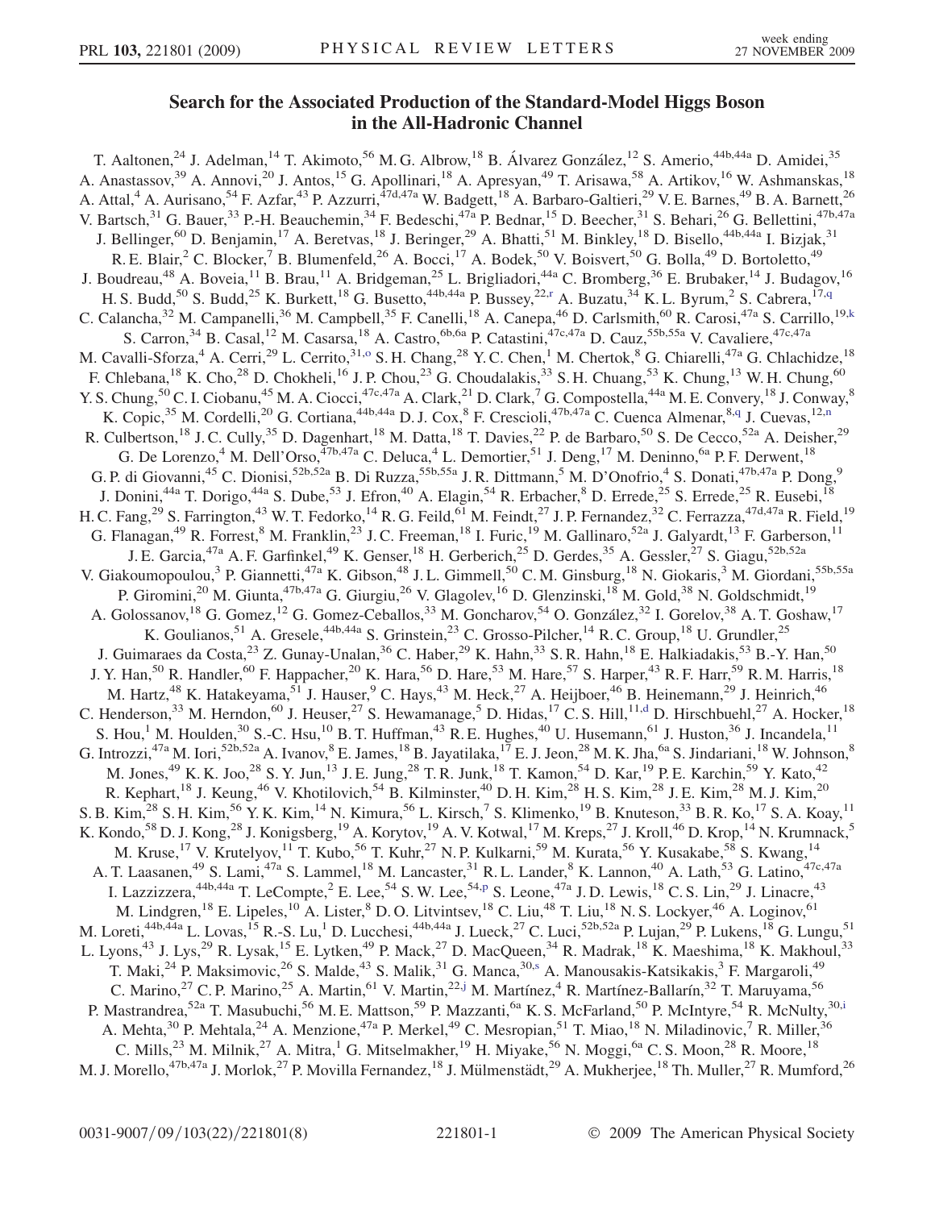# Search for the Associated Production of the Standard-Model Higgs Boson in the All-Hadronic Channel

T. Aaltonen,[24] J. Adelman,[14] T. Akimoto,[56] M. G. Albrow,[18] B. Álvarez González,[12] S. Amerio,[44b,44a] D. Amidei,[35] A. Anastassov,[39] A. Annovi,[20] J. Antos,[15] G. Apollinari,[18] A. Apresyan,[49] T. Arisawa,[58] A. Artikov,[16] W. Ashmanskas,[18] A. Attal,[4] A. Aurisano,[54] F. Azfar,[43] P. Azzurri,[47d,47a] W. Badgett,[18] A. Barbaro-Galtieri,[29] V. E. Barnes,[49] B. A. Barnett,[26] V. Bartsch,[31] G. Bauer,[33] P.-H. Beauchemin,[34] F. Bedeschi,[47a] P. Bednar,[15] D. Beecher,[31] S. Behari,[26] G. Bellettini,[47b,47a] J. Bellinger,[60] D. Benjamin,[17] A. Beretvas,[18] J. Beringer,[29] A. Bhatti,[51] M. Binkley,[18] D. Bisello,[44b,44a] I. Bizjak,[31] R. E. Blair,[2] C. Blocker,[7] B. Blumenfeld,[26] A. Bocci,[17] A. Bodek,[50] V. Boisvert,[50] G. Bolla,[49] D. Bortoletto,[49] J. Boudreau,[48] A. Boveia,[11] B. Brau,[11] A. Bridgeman,[25] L. Brigliadori,[44a] C. Bromberg,[36] E. Brubaker,[14] J. Budagov,[16] H. S. Budd,[50] S. Budd,[25] K. Burkett,[18] G. Busetto,[44b,44a] P. Bussey,[22,r] A. Buzatu,[34] K. L. Byrum,[2] S. Cabrera,[17,q] C. Calancha,[32] M. Campanelli,[36] M. Campbell,[35] F. Canelli,[18] A. Canepa,[46] D. Carlsmith,[60] R. Carosi,[47a] S. Carrillo,[19,k] S. Carron,[34] B. Casal,[12] M. Casarsa,[18] A. Castro,[6b,6a] P. Catastini,[47c,47a] D. Cauz,[55b,55a] V. Cavaliere,[47c,47a] M. Cavalli-Sforza,[4] A. Cerri,[29] L. Cerrito,[31,o] S. H. Chang,[28] Y. C. Chen,[1] M. Chertok,[8] G. Chiarelli,[47a] G. Chlachidze,[18] F. Chlebana,[18] K. Cho,[28] D. Chokheli,[16] J. P. Chou,[23] G. Choudalakis,[33] S. H. Chuang,[53] K. Chung,[13] W. H. Chung,[60] Y. S. Chung,[50] C. I. Ciobanu,[45] M. A. Ciocci,[47c,47a] A. Clark,[21] D. Clark,[7] G. Compostella,[44a] M. E. Convery,[18] J. Conway,[8] K. Copic,[35] M. Cordelli,[20] G. Cortiana,[44b,44a] D. J. Cox,[8] F. Crescioli,[47b,47a] C. Cuenca Almenar,[8,q] J. Cuevas,[12,n] R. Culbertson,[18] J. C. Cully,[35] D. Dagenhart,[18] M. Datta,[18] T. Davies,[22] P. de Barbaro,[50] S. De Cecco,[52a] A. Deisher,[29] G. De Lorenzo,[4] M. Dell'Orso,[47b,47a] C. Deluca,[4] L. Demortier,[51] J. Deng,[17] M. Deninno,[6a] P. F. Derwent,[18] G. P. di Giovanni,[45] C. Dionisi,[52b,52a] B. Di Ruzza,[55b,55a] J. R. Dittmann,[5] M. D'Onofrio,[4] S. Donati,[47b,47a] P. Dong,[9] J. Donini,[44a] T. Dorigo,[44a] S. Dube,[53] J. Efron,[40] A. Elagin,[54] R. Erbacher,[8] D. Errede,[25] S. Errede,[25] R. Eusebi,[18] H. C. Fang,[29] S. Farrington,[43] W. T. Fedorko,[14] R. G. Feild,[61] M. Feindt,[27] J. P. Fernandez,[32] C. Ferrazza,[47d,47a] R. Field,[19] G. Flanagan,[49] R. Forrest,[8] M. Franklin,[23] J. C. Freeman,[18] I. Furic,[19] M. Gallinaro,[52a] J. Galyardt,[13] F. Garberson,[11] J. E. Garcia,[47a] A. F. Garfinkel,[49] K. Genser,[18] H. Gerberich,[25] D. Gerdes,[35] A. Gessler,[27] S. Giagu,[52b,52a] V. Giakoumopoulou,[3] P. Giannetti,[47a] K. Gibson,[48] J. L. Gimmell,[50] C. M. Ginsburg,[18] N. Giokaris,[3] M. Giordani,[55b,55a] P. Giromini,[20] M. Giunta,[47b,47a] G. Giurgiu,[26] V. Glagolev,[16] D. Glenzinski,[18] M. Gold,[38] N. Goldschmidt,[19] A. Golossanov,[18] G. Gomez,[12] G. Gomez-Ceballos,[33] M. Goncharov,[54] O. González,[32] I. Gorelov,[38] A. T. Goshaw,[17] K. Goulianos,[51] A. Gresele,[44b,44a] S. Grinstein,[23] C. Grosso-Pilcher,[14] R. C. Group,[18] U. Grundler,[25] J. Guimaraes da Costa,[23] Z. Gunay-Unalan,[36] C. Haber,[29] K. Hahn,[33] S. R. Hahn,[18] E. Halkiadakis,[53] B.-Y. Han,[50] J. Y. Han,[50] R. Handler,[60] F. Happacher,[20] K. Hara,[56] D. Hare,[53] M. Hare,[57] S. Harper,[43] R. F. Harr,[59] R. M. Harris,[18] M. Hartz,[48] K. Hatakeyama,[51] J. Hauser,[9] C. Hays,[43] M. Heck,[27] A. Heijboer,[46] B. Heinemann,[29] J. Heinrich,[46] C. Henderson,[33] M. Herndon,[60] J. Heuser,[27] S. Hewamanage,[5] D. Hidas,[17] C. S. Hill,[11,d] D. Hirschbuehl,[27] A. Hocker,[18] S. Hou,[1] M. Houlden,[30] S.-C. Hsu,[10] B. T. Huffman,[43] R. E. Hughes,[40] U. Husemann,[61] J. Huston,[36] J. Incandela,[11] G. Introzzi,[47a] M. Iori,[52b,52a] A. Ivanov,[8] E. James,[18] B. Jayatilaka,[17] E. J. Jeon,[28] M. K. Jha,[6a] S. Jindariani,[18] W. Johnson,[8] M. Jones,[49] K. K. Joo,[28] S. Y. Jun,[13] J. E. Jung,[28] T. R. Junk,[18] T. Kamon,[54] D. Kar,[19] P. E. Karchin,[59] Y. Kato,[42] R. Kephart,[18] J. Keung,[46] V. Khotilovich,[54] B. Kilminster,[40] D. H. Kim,[28] H. S. Kim,[28] J. E. Kim,[28] M. J. Kim,[20] S. B. Kim,[28] S. H. Kim,[56] Y. K. Kim,[14] N. Kimura,[56] L. Kirsch,[7] S. Klimenko,[19] B. Knuteson,[33] B. R. Ko,[17] S. A. Koay,[11] K. Kondo,[58] D. J. Kong,[28] J. Konigsberg,[19] A. Korytov,[19] A. V. Kotwal,[17] M. Kreps,[27] J. Kroll,[46] D. Krop,[14] N. Krumnack,[5] M. Kruse,[17] V. Krutelyov,[11] T. Kubo,[56] T. Kuhr,[27] N. P. Kulkarni,[59] M. Kurata,[56] Y. Kusakabe,[58] S. Kwang,[14] A. T. Laasanen,[49] S. Lami,[47a] S. Lammel,[18] M. Lancaster,[31] R. L. Lander,[8] K. Lannon,[40] A. Lath,[53] G. Latino,[47c,47a] I. Lazzizzera,[44b,44a] T. LeCompte,[2] E. Lee,[54] S. W. Lee,[54,p] S. Leone,[47a] J. D. Lewis,[18] C. S. Lin,[29] J. Linacre,[43] M. Lindgren,[18] E. Lipeles,[10] A. Lister,[8] D. O. Litvintsev,[18] C. Liu,[48] T. Liu,[18] N. S. Lockyer,[46] A. Loginov,[61] M. Loreti,[44b,44a] L. Lovas,[15] R.-S. Lu,[1] D. Lucchesi,[44b,44a] J. Lueck,[27] C. Luci,[52b,52a] P. Lujan,[29] P. Lukens,[18] G. Lungu,[51] L. Lyons,[43] J. Lys,[29] R. Lysak,[15] E. Lytken,[49] P. Mack,[27] D. MacQueen,[34] R. Madrak,[18] K. Maeshima,[18] K. Makhoul,[33] T. Maki,[24] P. Maksimovic,[26] S. Malde,[43] S. Malik,[31] G. Manca,[30,s] A. Manousakis-Katsikakis,[3] F. Margaroli,[49] C. Marino,[27] C. P. Marino,[25] A. Martin,[61] V. Martin,[22,j] M. Martínez,[4] R. Martínez-Ballarín,[32] T. Maruyama,[56] P. Mastrandrea,[52a] T. Masubuchi,[56] M. E. Mattson,[59] P. Mazzanti,[6a] K. S. McFarland,[50] P. McIntyre,[54] R. McNulty,[30,i] A. Mehta,[30] P. Mehtala,[24] A. Menzione,[47a] P. Merkel,[49] C. Mesropian,[51] T. Miao,[18] N. Miladinovic,[7] R. Miller,[36] C. Mills,[23] M. Milnik,[27] A. Mitra,[1] G. Mitselmakher,[19] H. Miyake,[56] N. Moggi,[6a] C. S. Moon,[28] R. Moore,[18] M. J. Morello,[47b,47a] J. Morlok,[27] P. Movilla Fernandez,[18] J. Mülmenstädt,[29] A. Mukherjee,[18] Th. Muller,[27] R. Mumford,[26]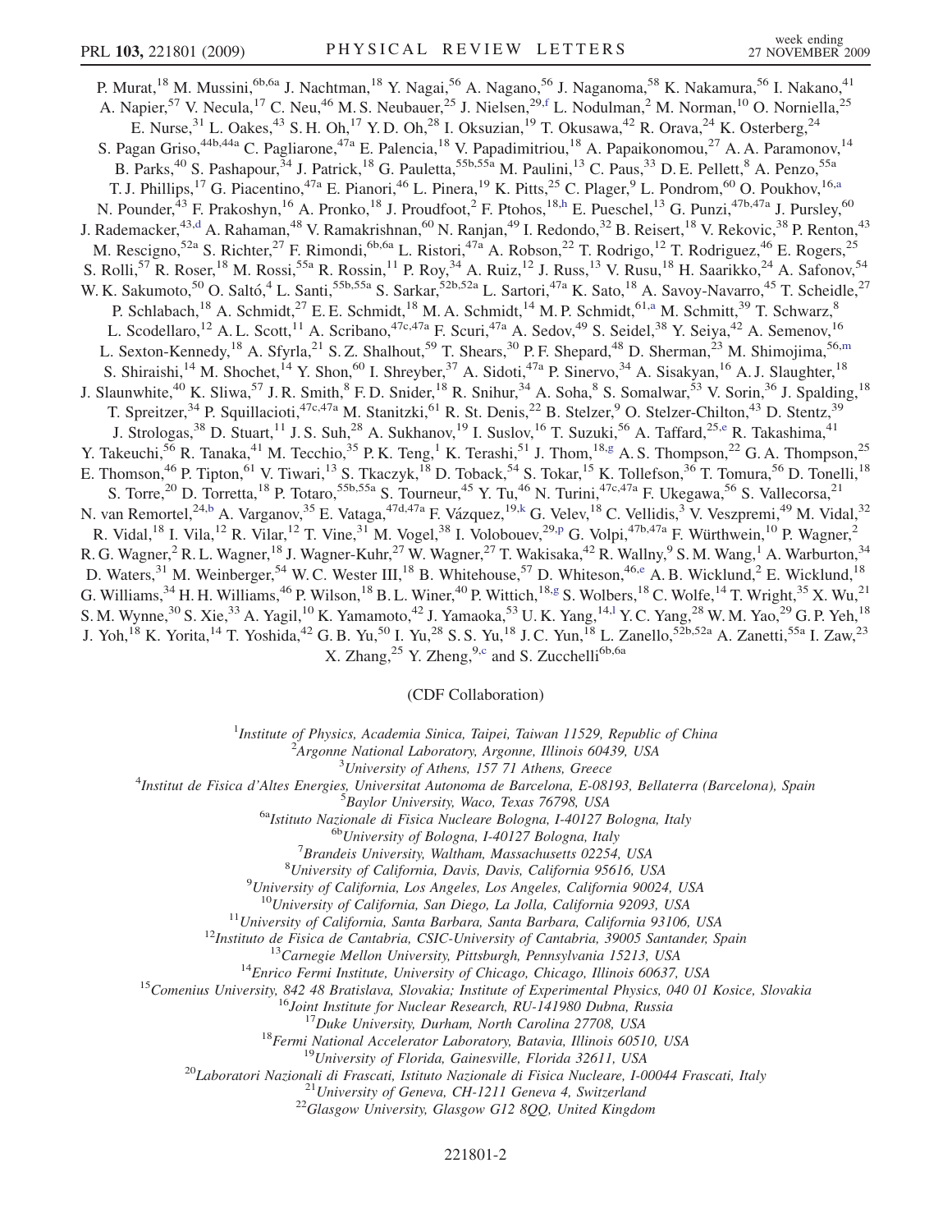P. Murat,[18] M. Mussini,[6b,6a] J. Nachtman,[18] Y. Nagai,[56] A. Nagano,[56] J. Naganoma,[58] K. Nakamura,[56] I. Nakano,[41] A. Napier,[57] V. Necula,[17] C. Neu,[46] M. S. Neubauer,[25] J. Nielsen,[29,f] L. Nodulman,[2] M. Norman,[10] O. Norniella,[25] E. Nurse,[31] L. Oakes,[43] S. H. Oh,[17] Y. D. Oh,[28] I. Oksuzian,[19] T. Okusawa,[42] R. Orava,[24] K. Osterberg,[24] S. Pagan Griso,[44b,44a] C. Pagliarone,[47a] E. Palencia,[18] V. Papadimitriou,[18] A. Papaikonomou,[27] A. A. Paramonov,[14] B. Parks,[40] S. Pashapour,[34] J. Patrick,[18] G. Pauletta,[55b,55a] M. Paulini,[13] C. Paus,[33] D. E. Pellett,[8] A. Penzo,[55a] T. J. Phillips,[17] G. Piacentino,[47a] E. Pianori,[46] L. Pinera,[19] K. Pitts,[25] C. Plager,[9] L. Pondrom,[60] O. Poukhov,[16,a] N. Pounder,[43] F. Prakoshyn,[16] A. Pronko,[18] J. Proudfoot,[2] F. Ptohos,[18,h] E. Pueschel,[13] G. Punzi,[47b,47a] J. Pursley,[60] J. Rademacker,[43,d] A. Rahaman,[48] V. Ramakrishnan,[60] N. Ranjan,[49] I. Redondo,[32] B. Reisert,[18] V. Rekovic,[38] P. Renton,[43] M. Rescigno,[52a] S. Richter,[27] F. Rimondi,[6b,6a] L. Ristori,[47a] A. Robson,[22] T. Rodrigo,[12] T. Rodriguez,[46] E. Rogers,[25] S. Rolli,[57] R. Roser,[18] M. Rossi,[55a] R. Rossin,[11] P. Roy,[34] A. Ruiz,[12] J. Russ,[13] V. Rusu,[18] H. Saarikko,[24] A. Safonov,[54] W. K. Sakumoto,[50] O. Saltó,[4] L. Santi,[55b,55a] S. Sarkar,[52b,52a] L. Sartori,[47a] K. Sato,[18] A. Savoy-Navarro,[45] T. Scheidle,[27] P. Schlabach,[18] A. Schmidt,[27] E. E. Schmidt,[18] M. A. Schmidt,[14] M. P. Schmidt,[61,a] M. Schmitt,[39] T. Schwarz,[8] L. Scodellaro,[12] A. L. Scott,[11] A. Scribano,[47c,47a] F. Scuri,[47a] A. Sedov,[49] S. Seidel,[38] Y. Seiya,[42] A. Semenov,[16] L. Sexton-Kennedy,[18] A. Sfyrla,[21] S. Z. Shalhout,[59] T. Shears,[30] P. F. Shepard,[48] D. Sherman,[23] M. Shimojima,[56,m] S. Shiraishi,[14] M. Shochet,[14] Y. Shon,[60] I. Shreyber,[37] A. Sidoti,[47a] P. Sinervo,[34] A. Sisakyan,[16] A. J. Slaughter,[18] J. Slaunwhite,[40] K. Sliwa,[57] J. R. Smith,[8] F. D. Snider,[18] R. Snihur,[34] A. Soha,[8] S. Somalwar,[53] V. Sorin,[36] J. Spalding,[18] T. Spreitzer,[34] P. Squillacioti,[47c,47a] M. Stanitzki,[61] R. St. Denis,[22] B. Stelzer,[9] O. Stelzer-Chilton,[43] D. Stentz,[39] J. Strologas,[38] D. Stuart,[11] J. S. Suh,[28] A. Sukhanov,[19] I. Suslov,[16] T. Suzuki,[56] A. Taffard,[25,e] R. Takashima,[41] Y. Takeuchi,[56] R. Tanaka,[41] M. Tecchio,[35] P. K. Teng,[1] K. Terashi,[51] J. Thom,[18,g] A. S. Thompson,[22] G. A. Thompson,[25] E. Thomson,[46] P. Tipton,[61] V. Tiwari,[13] S. Tkaczyk,[18] D. Toback,[54] S. Tokar,[15] K. Tollefson,[36] T. Tomura,[56] D. Tonelli,[18] S. Torre,[20] D. Torretta,[18] P. Totaro,[55b,55a] S. Tourneur,[45] Y. Tu,[46] N. Turini,[47c,47a] F. Ukegawa,[56] S. Vallecorsa,[21] N. van Remortel,[24,b] A. Varganov,[35] E. Vataga,[47d,47a] F. Vázquez,[19,k] G. Velev,[18] C. Vellidis,[3] V. Veszpremi,[49] M. Vidal,[32] R. Vidal,[18] I. Vila,[12] R. Vilar,[12] T. Vine,[31] M. Vogel,[38] I. Volobouev,[29,p] G. Volpi,[47b,47a] F. Würthwein,[10] P. Wagner,[2] R. G. Wagner,[2] R. L. Wagner,[18] J. Wagner-Kuhr,[27] W. Wagner,[27] T. Wakisaka,[42] R. Wallny,[9] S. M. Wang,[1] A. Warburton,[34] D. Waters,[31] M. Weinberger,[54] W. C. Wester III,[18] B. Whitehouse,[57] D. Whiteson,[46,e] A. B. Wicklund,[2] E. Wicklund,[18] G. Williams,[34] H. H. Williams,[46] P. Wilson,[18] B. L. Winer,[40] P. Wittich,[18,g] S. Wolbers,[18] C. Wolfe,[14] T. Wright,[35] X. Wu,[21] S. M. Wynne,[30] S. Xie,[33] A. Yagil,[10] K. Yamamoto,[42] J. Yamaoka,[53] U. K. Yang,[14,l] Y. C. Yang,[28] W. M. Yao,[29] G. P. Yeh,[18] J. Yoh,[18] K. Yorita,[14] T. Yoshida,[42] G. B. Yu,[50] I. Yu,[28] S. S. Yu,[18] J. C. Yun,[18] L. Zanello,[52b,52a] A. Zanetti,[55a] I. Zaw,[23] X. Zhang,[25] Y. Zheng,[9,c] and S. Zucchelli[6b,6a]

(CDF Collaboration)

[1] *Institute of Physics, Academia Sinica, Taipei, Taiwan 11529, Republic of China*
[2] *Argonne National Laboratory, Argonne, Illinois 60439, USA*
[3] *University of Athens, 157 71 Athens, Greece*
[4] *Institut de Fisica d'Altes Energies, Universitat Autonoma de Barcelona, E-08193, Bellaterra (Barcelona), Spain*
[5] *Baylor University, Waco, Texas 76798, USA*
[6a] *Istituto Nazionale di Fisica Nucleare Bologna, I-40127 Bologna, Italy*
[6b] *University of Bologna, I-40127 Bologna, Italy*
[7] *Brandeis University, Waltham, Massachusetts 02254, USA*
[8] *University of California, Davis, Davis, California 95616, USA*
[9] *University of California, Los Angeles, Los Angeles, California 90024, USA*
[10] *University of California, San Diego, La Jolla, California 92093, USA*
[11] *University of California, Santa Barbara, Santa Barbara, California 93106, USA*
[12] *Instituto de Fisica de Cantabria, CSIC-University of Cantabria, 39005 Santander, Spain*
[13] *Carnegie Mellon University, Pittsburgh, Pennsylvania 15213, USA*
[14] *Enrico Fermi Institute, University of Chicago, Chicago, Illinois 60637, USA*
[15] *Comenius University, 842 48 Bratislava, Slovakia; Institute of Experimental Physics, 040 01 Kosice, Slovakia*
[16] *Joint Institute for Nuclear Research, RU-141980 Dubna, Russia*
[17] *Duke University, Durham, North Carolina 27708, USA*
[18] *Fermi National Accelerator Laboratory, Batavia, Illinois 60510, USA*
[19] *University of Florida, Gainesville, Florida 32611, USA*
[20] *Laboratori Nazionali di Frascati, Istituto Nazionale di Fisica Nucleare, I-00044 Frascati, Italy*
[21] *University of Geneva, CH-1211 Geneva 4, Switzerland*
[22] *Glasgow University, Glasgow G12 8QQ, United Kingdom*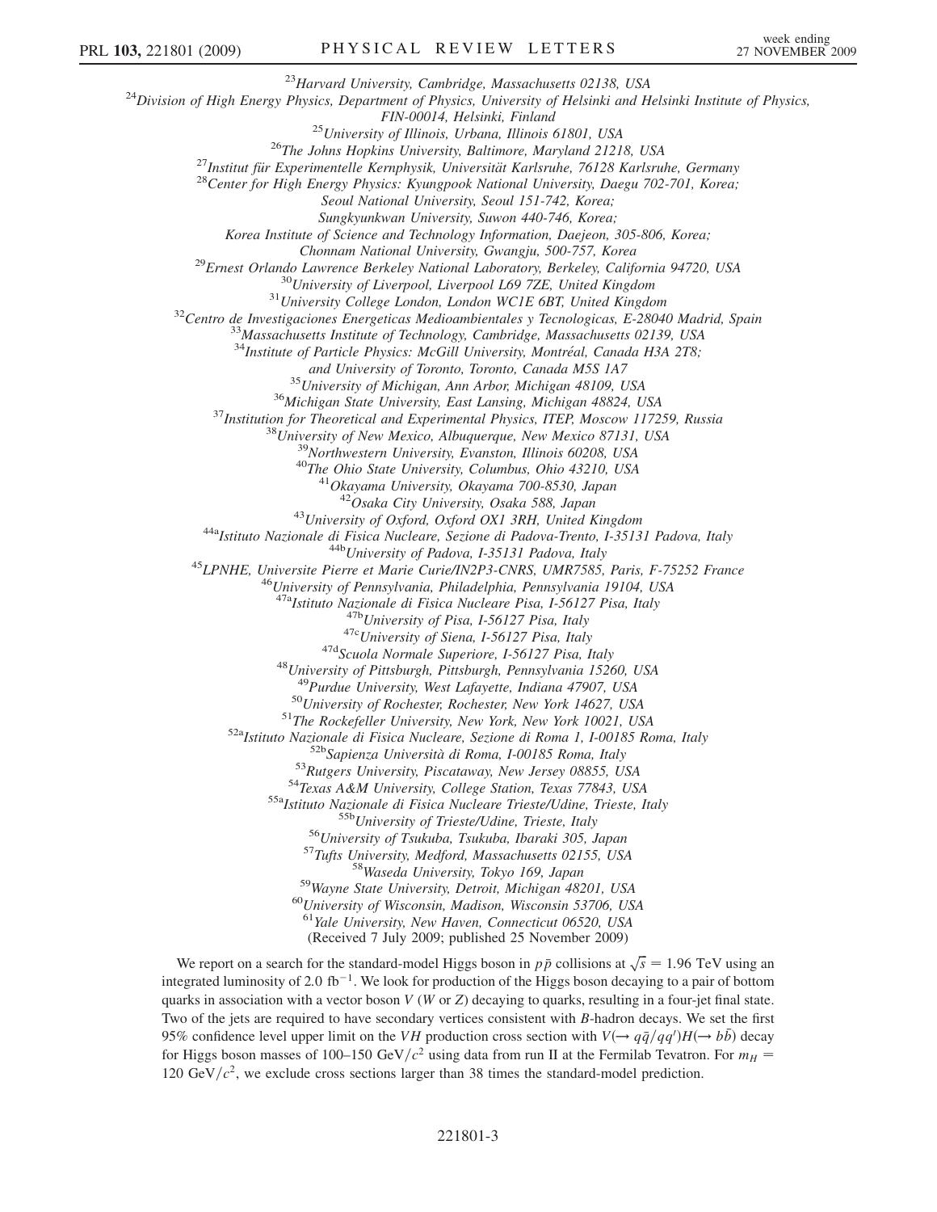[23]Harvard University, Cambridge, Massachusetts 02138, USA
[24]Division of High Energy Physics, Department of Physics, University of Helsinki and Helsinki Institute of Physics, FIN-00014, Helsinki, Finland
[25]University of Illinois, Urbana, Illinois 61801, USA
[26]The Johns Hopkins University, Baltimore, Maryland 21218, USA
[27]Institut für Experimentelle Kernphysik, Universität Karlsruhe, 76128 Karlsruhe, Germany
[28]Center for High Energy Physics: Kyungpook National University, Daegu 702-701, Korea; Seoul National University, Seoul 151-742, Korea; Sungkyunkwan University, Suwon 440-746, Korea; Korea Institute of Science and Technology Information, Daejeon, 305-806, Korea; Chonnam National University, Gwangju, 500-757, Korea
[29]Ernest Orlando Lawrence Berkeley National Laboratory, Berkeley, California 94720, USA
[30]University of Liverpool, Liverpool L69 7ZE, United Kingdom
[31]University College London, London WC1E 6BT, United Kingdom
[32]Centro de Investigaciones Energeticas Medioambientales y Tecnologicas, E-28040 Madrid, Spain
[33]Massachusetts Institute of Technology, Cambridge, Massachusetts 02139, USA
[34]Institute of Particle Physics: McGill University, Montréal, Canada H3A 2T8; and University of Toronto, Toronto, Canada M5S 1A7
[35]University of Michigan, Ann Arbor, Michigan 48109, USA
[36]Michigan State University, East Lansing, Michigan 48824, USA
[37]Institution for Theoretical and Experimental Physics, ITEP, Moscow 117259, Russia
[38]University of New Mexico, Albuquerque, New Mexico 87131, USA
[39]Northwestern University, Evanston, Illinois 60208, USA
[40]The Ohio State University, Columbus, Ohio 43210, USA
[41]Okayama University, Okayama 700-8530, Japan
[42]Osaka City University, Osaka 588, Japan
[43]University of Oxford, Oxford OX1 3RH, United Kingdom
[44a]Istituto Nazionale di Fisica Nucleare, Sezione di Padova-Trento, I-35131 Padova, Italy
[44b]University of Padova, I-35131 Padova, Italy
[45]LPNHE, Universite Pierre et Marie Curie/IN2P3-CNRS, UMR7585, Paris, F-75252 France
[46]University of Pennsylvania, Philadelphia, Pennsylvania 19104, USA
[47a]Istituto Nazionale di Fisica Nucleare Pisa, I-56127 Pisa, Italy
[47b]University of Pisa, I-56127 Pisa, Italy
[47c]University of Siena, I-56127 Pisa, Italy
[47d]Scuola Normale Superiore, I-56127 Pisa, Italy
[48]University of Pittsburgh, Pittsburgh, Pennsylvania 15260, USA
[49]Purdue University, West Lafayette, Indiana 47907, USA
[50]University of Rochester, Rochester, New York 14627, USA
[51]The Rockefeller University, New York, New York 10021, USA
[52a]Istituto Nazionale di Fisica Nucleare, Sezione di Roma 1, I-00185 Roma, Italy
[52b]Sapienza Università di Roma, I-00185 Roma, Italy
[53]Rutgers University, Piscataway, New Jersey 08855, USA
[54]Texas A&M University, College Station, Texas 77843, USA
[55a]Istituto Nazionale di Fisica Nucleare Trieste/Udine, Trieste, Italy
[55b]University of Trieste/Udine, Trieste, Italy
[56]University of Tsukuba, Tsukuba, Ibaraki 305, Japan
[57]Tufts University, Medford, Massachusetts 02155, USA
[58]Waseda University, Tokyo 169, Japan
[59]Wayne State University, Detroit, Michigan 48201, USA
[60]University of Wisconsin, Madison, Wisconsin 53706, USA
[61]Yale University, New Haven, Connecticut 06520, USA

(Received 7 July 2009; published 25 November 2009)

We report on a search for the standard-model Higgs boson in $p\bar{p}$ collisions at $\sqrt{s} = 1.96$ TeV using an integrated luminosity of 2.0 fb$^{-1}$. We look for production of the Higgs boson decaying to a pair of bottom quarks in association with a vector boson $V$ ($W$ or $Z$) decaying to quarks, resulting in a four-jet final state. Two of the jets are required to have secondary vertices consistent with $B$-hadron decays. We set the first 95% confidence level upper limit on the $VH$ production cross section with $V(\rightarrow q\bar{q}/qq')H(\rightarrow b\bar{b})$ decay for Higgs boson masses of 100–150 GeV$/c^2$ using data from run II at the Fermilab Tevatron. For $m_H = 120$ GeV$/c^2$, we exclude cross sections larger than 38 times the standard-model prediction.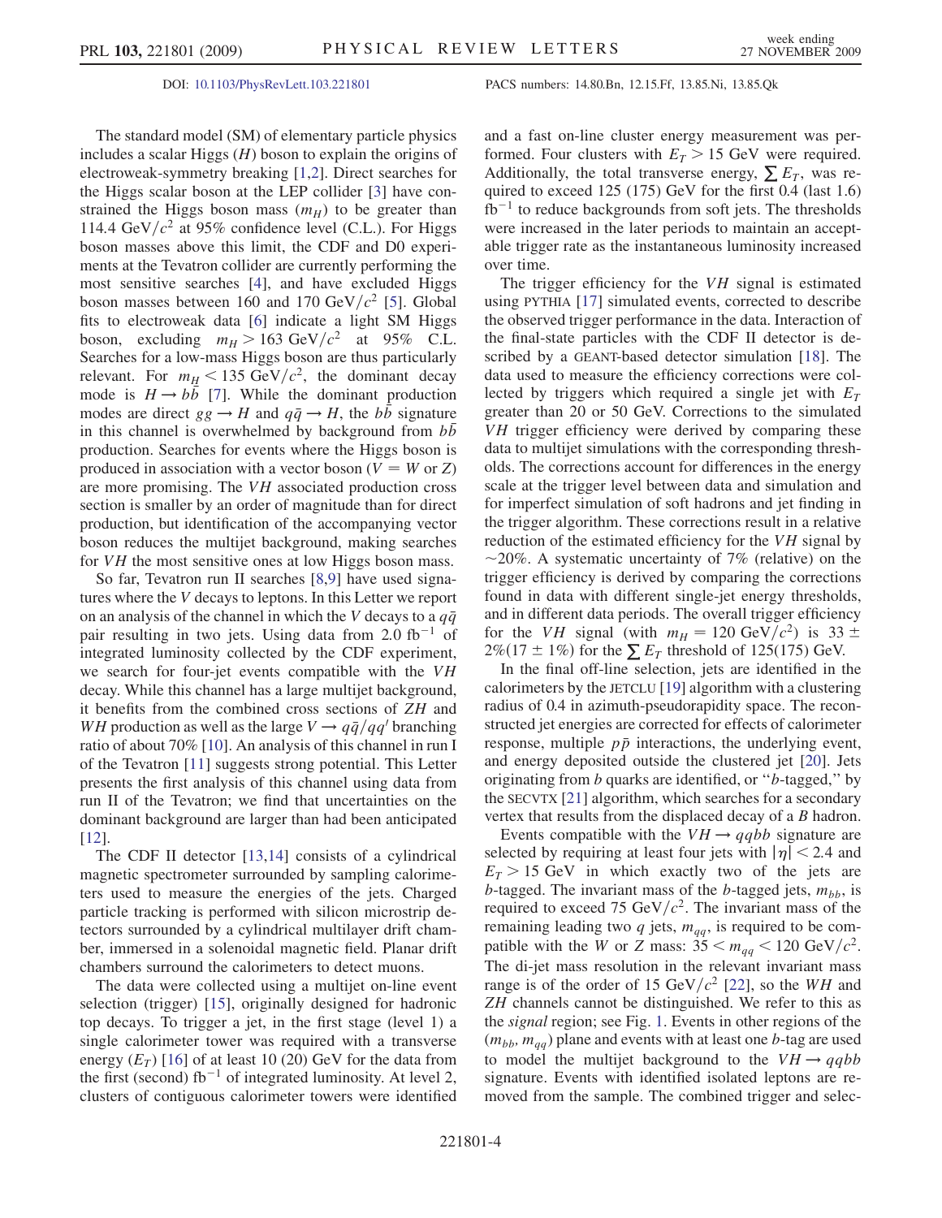DOI: 10.1103/PhysRevLett.103.221801 PACS numbers: 14.80.Bn, 12.15.Ff, 13.85.Ni, 13.85.Qk

The standard model (SM) of elementary particle physics includes a scalar Higgs ($H$) boson to explain the origins of electroweak-symmetry breaking [1,2]. Direct searches for the Higgs scalar boson at the LEP collider [3] have constrained the Higgs boson mass ($m_H$) to be greater than 114.4 GeV$/c^2$ at 95% confidence level (C.L.). For Higgs boson masses above this limit, the CDF and D0 experiments at the Tevatron collider are currently performing the most sensitive searches [4], and have excluded Higgs boson masses between 160 and 170 GeV$/c^2$ [5]. Global fits to electroweak data [6] indicate a light SM Higgs boson, excluding $m_H > 163$ GeV$/c^2$ at 95% C.L. Searches for a low-mass Higgs boson are thus particularly relevant. For $m_H < 135$ GeV$/c^2$, the dominant decay mode is $H \rightarrow b\bar{b}$ [7]. While the dominant production modes are direct $gg \rightarrow H$ and $q\bar{q} \rightarrow H$, the $b\bar{b}$ signature in this channel is overwhelmed by background from $b\bar{b}$ production. Searches for events where the Higgs boson is produced in association with a vector boson ($V = W$ or $Z$) are more promising. The $VH$ associated production cross section is smaller by an order of magnitude than for direct production, but identification of the accompanying vector boson reduces the multijet background, making searches for $VH$ the most sensitive ones at low Higgs boson mass.

So far, Tevatron run II searches [8,9] have used signatures where the $V$ decays to leptons. In this Letter we report on an analysis of the channel in which the $V$ decays to a $q\bar{q}$ pair resulting in two jets. Using data from 2.0 fb$^{-1}$ of integrated luminosity collected by the CDF experiment, we search for four-jet events compatible with the $VH$ decay. While this channel has a large multijet background, it benefits from the combined cross sections of $ZH$ and $WH$ production as well as the large $V \rightarrow q\bar{q}/qq'$ branching ratio of about 70% [10]. An analysis of this channel in run I of the Tevatron [11] suggests strong potential. This Letter presents the first analysis of this channel using data from run II of the Tevatron; we find that uncertainties on the dominant background are larger than had been anticipated [12].

The CDF II detector [13,14] consists of a cylindrical magnetic spectrometer surrounded by sampling calorimeters used to measure the energies of the jets. Charged particle tracking is performed with silicon microstrip detectors surrounded by a cylindrical multilayer drift chamber, immersed in a solenoidal magnetic field. Planar drift chambers surround the calorimeters to detect muons.

The data were collected using a multijet on-line event selection (trigger) [15], originally designed for hadronic top decays. To trigger a jet, in the first stage (level 1) a single calorimeter tower was required with a transverse energy ($E_T$) [16] of at least 10 (20) GeV for the data from the first (second) fb$^{-1}$ of integrated luminosity. At level 2, clusters of contiguous calorimeter towers were identified and a fast on-line cluster energy measurement was performed. Four clusters with $E_T > 15$ GeV were required. Additionally, the total transverse energy, $\sum E_T$, was required to exceed 125 (175) GeV for the first 0.4 (last 1.6) fb$^{-1}$ to reduce backgrounds from soft jets. The thresholds were increased in the later periods to maintain an acceptable trigger rate as the instantaneous luminosity increased over time.

The trigger efficiency for the $VH$ signal is estimated using PYTHIA [17] simulated events, corrected to describe the observed trigger performance in the data. Interaction of the final-state particles with the CDF II detector is described by a GEANT-based detector simulation [18]. The data used to measure the efficiency corrections were collected by triggers which required a single jet with $E_T$ greater than 20 or 50 GeV. Corrections to the simulated $VH$ trigger efficiency were derived by comparing these data to multijet simulations with the corresponding thresholds. The corrections account for differences in the energy scale at the trigger level between data and simulation and for imperfect simulation of soft hadrons and jet finding in the trigger algorithm. These corrections result in a relative reduction of the estimated efficiency for the $VH$ signal by $\sim$20%. A systematic uncertainty of 7% (relative) on the trigger efficiency is derived by comparing the corrections found in data with different single-jet energy thresholds, and in different data periods. The overall trigger efficiency for the $VH$ signal (with $m_H = 120$ GeV$/c^2$) is $33 \pm 2\%$ ($17 \pm 1\%$) for the $\sum E_T$ threshold of 125(175) GeV.

In the final off-line selection, jets are identified in the calorimeters by the JETCLU [19] algorithm with a clustering radius of 0.4 in azimuth-pseudorapidity space. The reconstructed jet energies are corrected for effects of calorimeter response, multiple $p\bar{p}$ interactions, the underlying event, and energy deposited outside the clustered jet [20]. Jets originating from $b$ quarks are identified, or "$b$-tagged," by the SECVTX [21] algorithm, which searches for a secondary vertex that results from the displaced decay of a $B$ hadron.

Events compatible with the $VH \rightarrow qqbb$ signature are selected by requiring at least four jets with $|\eta| < 2.4$ and $E_T > 15$ GeV in which exactly two of the jets are $b$-tagged. The invariant mass of the $b$-tagged jets, $m_{bb}$, is required to exceed 75 GeV$/c^2$. The invariant mass of the remaining leading two $q$ jets, $m_{qq}$, is required to be compatible with the $W$ or $Z$ mass: $35 < m_{qq} < 120$ GeV$/c^2$. The di-jet mass resolution in the relevant invariant mass range is of the order of 15 GeV$/c^2$ [22], so the $WH$ and $ZH$ channels cannot be distinguished. We refer to this as the *signal* region; see Fig. 1. Events in other regions of the ($m_{bb}$, $m_{qq}$) plane and events with at least one $b$-tag are used to model the multijet background to the $VH \rightarrow qqbb$ signature. Events with identified isolated leptons are removed from the sample. The combined trigger and selec-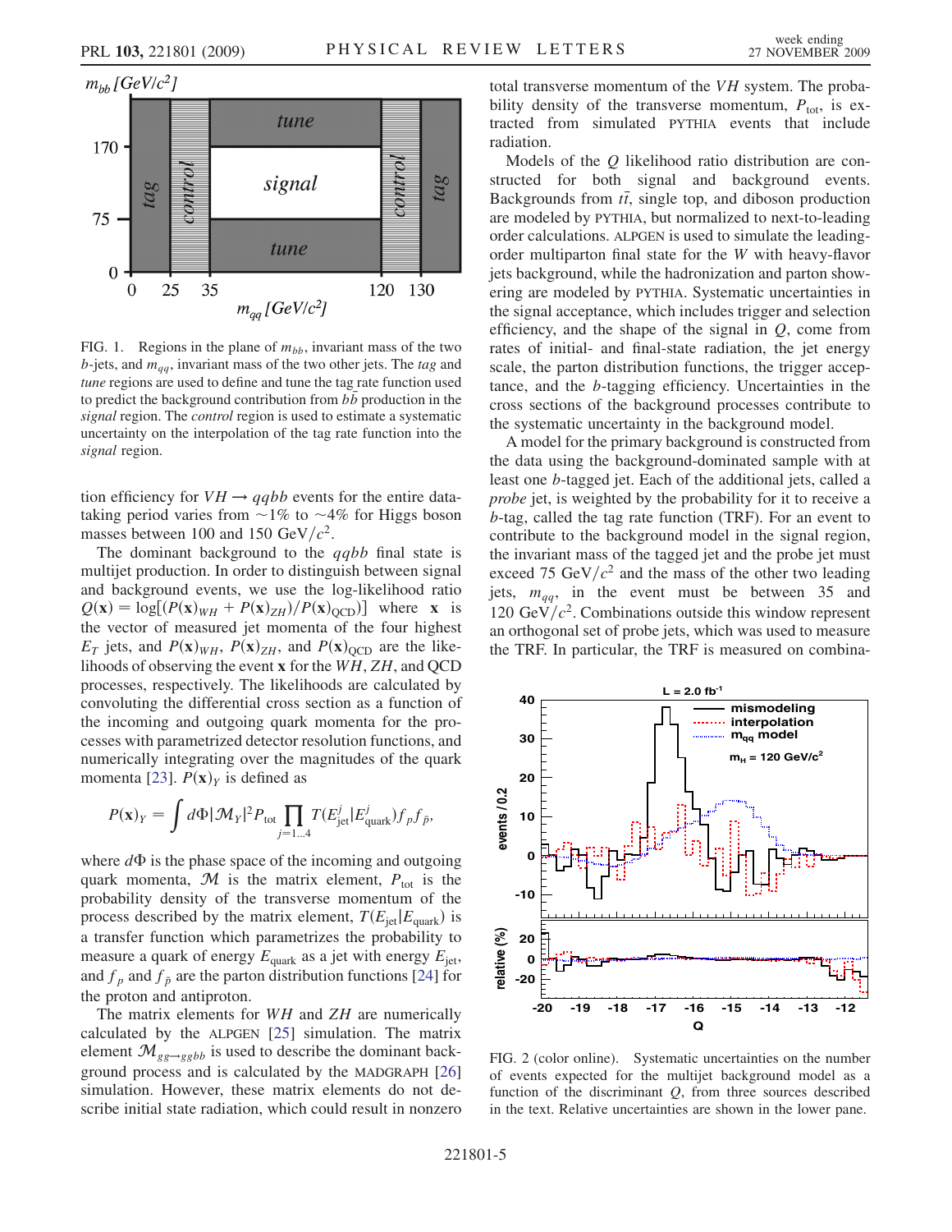FIG. 1. Regions in the plane of $m_{bb}$, invariant mass of the two $b$-jets, and $m_{qq}$, invariant mass of the two other jets. The *tag* and *tune* regions are used to define and tune the tag rate function used to predict the background contribution from $b\bar{b}$ production in the *signal* region. The *control* region is used to estimate a systematic uncertainty on the interpolation of the tag rate function into the *signal* region.

tion efficiency for $VH \to qqbb$ events for the entire data-taking period varies from $\sim$1% to $\sim$4% for Higgs boson masses between 100 and 150 GeV/$c^2$.

The dominant background to the $qqbb$ final state is multijet production. In order to distinguish between signal and background events, we use the log-likelihood ratio $Q(\mathbf{x}) = \log[(P(\mathbf{x})_{WH} + P(\mathbf{x})_{ZH})/P(\mathbf{x})_{\rm QCD})]$ where $\mathbf{x}$ is the vector of measured jet momenta of the four highest $E_T$ jets, and $P(\mathbf{x})_{WH}$, $P(\mathbf{x})_{ZH}$, and $P(\mathbf{x})_{\rm QCD}$ are the likelihoods of observing the event $\mathbf{x}$ for the $WH$, $ZH$, and QCD processes, respectively. The likelihoods are calculated by convoluting the differential cross section as a function of the incoming and outgoing quark momenta for the processes with parametrized detector resolution functions, and numerically integrating over the magnitudes of the quark momenta [23]. $P(\mathbf{x})_Y$ is defined as

$$P(\mathbf{x})_Y = \int d\Phi |\mathcal{M}_Y|^2 P_{\rm tot} \prod_{j=1...4} T(E^j_{\rm jet}|E^j_{\rm quark}) f_p f_{\bar{p}},$$

where $d\Phi$ is the phase space of the incoming and outgoing quark momenta, $\mathcal{M}$ is the matrix element, $P_{\rm tot}$ is the probability density of the transverse momentum of the process described by the matrix element, $T(E_{\rm jet}|E_{\rm quark})$ is a transfer function which parametrizes the probability to measure a quark of energy $E_{\rm quark}$ as a jet with energy $E_{\rm jet}$, and $f_p$ and $f_{\bar{p}}$ are the parton distribution functions [24] for the proton and antiproton.

The matrix elements for $WH$ and $ZH$ are numerically calculated by the ALPGEN [25] simulation. The matrix element $\mathcal{M}_{gg\to ggbb}$ is used to describe the dominant background process and is calculated by the MADGRAPH [26] simulation. However, these matrix elements do not describe initial state radiation, which could result in nonzero total transverse momentum of the $VH$ system. The probability density of the transverse momentum, $P_{\rm tot}$, is extracted from simulated PYTHIA events that include radiation.

Models of the $Q$ likelihood ratio distribution are constructed for both signal and background events. Backgrounds from $t\bar{t}$, single top, and diboson production are modeled by PYTHIA, but normalized to next-to-leading order calculations. ALPGEN is used to simulate the leading-order multiparton final state for the $W$ with heavy-flavor jets background, while the hadronization and parton showering are modeled by PYTHIA. Systematic uncertainties in the signal acceptance, which includes trigger and selection efficiency, and the shape of the signal in $Q$, come from rates of initial- and final-state radiation, the jet energy scale, the parton distribution functions, the trigger acceptance, and the $b$-tagging efficiency. Uncertainties in the cross sections of the background processes contribute to the systematic uncertainty in the background model.

A model for the primary background is constructed from the data using the background-dominated sample with at least one $b$-tagged jet. Each of the additional jets, called a *probe* jet, is weighted by the probability for it to receive a $b$-tag, called the tag rate function (TRF). For an event to contribute to the background model in the signal region, the invariant mass of the tagged jet and the probe jet must exceed 75 GeV/$c^2$ and the mass of the other two leading jets, $m_{qq}$, in the event must be between 35 and 120 GeV/$c^2$. Combinations outside this window represent an orthogonal set of probe jets, which was used to measure the TRF. In particular, the TRF is measured on combina-

FIG. 2 (color online). Systematic uncertainties on the number of events expected for the multijet background model as a function of the discriminant $Q$, from three sources described in the text. Relative uncertainties are shown in the lower pane.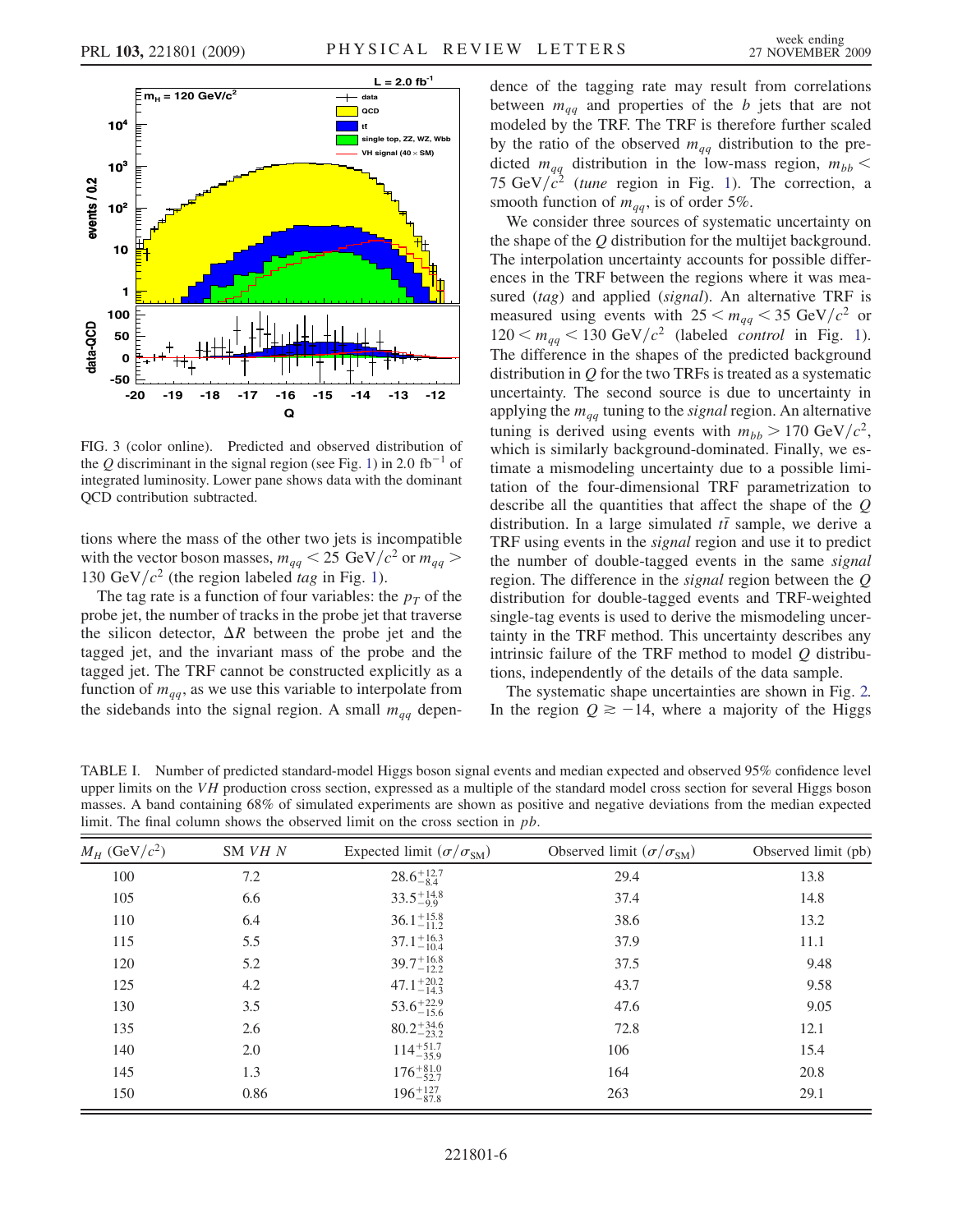FIG. 3 (color online). Predicted and observed distribution of the $Q$ discriminant in the signal region (see Fig. 1) in 2.0 fb$^{-1}$ of integrated luminosity. Lower pane shows data with the dominant QCD contribution subtracted.

tions where the mass of the other two jets is incompatible with the vector boson masses, $m_{qq} < 25$ GeV/$c^2$ or $m_{qq} > 130$ GeV/$c^2$ (the region labeled *tag* in Fig. 1).

The tag rate is a function of four variables: the $p_T$ of the probe jet, the number of tracks in the probe jet that traverse the silicon detector, $\Delta R$ between the probe jet and the tagged jet, and the invariant mass of the probe and the tagged jet. The TRF cannot be constructed explicitly as a function of $m_{qq}$, as we use this variable to interpolate from the sidebands into the signal region. A small $m_{qq}$ dependence of the tagging rate may result from correlations between $m_{qq}$ and properties of the $b$ jets that are not modeled by the TRF. The TRF is therefore further scaled by the ratio of the observed $m_{qq}$ distribution to the predicted $m_{qq}$ distribution in the low-mass region, $m_{bb} < 75$ GeV/$c^2$ (*tune* region in Fig. 1). The correction, a smooth function of $m_{qq}$, is of order 5%.

We consider three sources of systematic uncertainty on the shape of the $Q$ distribution for the multijet background. The interpolation uncertainty accounts for possible differences in the TRF between the regions where it was measured (*tag*) and applied (*signal*). An alternative TRF is measured using events with $25 < m_{qq} < 35$ GeV/$c^2$ or $120 < m_{qq} < 130$ GeV/$c^2$ (labeled *control* in Fig. 1). The difference in the shapes of the predicted background distribution in $Q$ for the two TRFs is treated as a systematic uncertainty. The second source is due to uncertainty in applying the $m_{qq}$ tuning to the *signal* region. An alternative tuning is derived using events with $m_{bb} > 170$ GeV/$c^2$, which is similarly background-dominated. Finally, we estimate a mismodeling uncertainty due to a possible limitation of the four-dimensional TRF parametrization to describe all the quantities that affect the shape of the $Q$ distribution. In a large simulated $t\bar{t}$ sample, we derive a TRF using events in the *signal* region and use it to predict the number of double-tagged events in the same *signal* region. The difference in the *signal* region between the $Q$ distribution for double-tagged events and TRF-weighted single-tag events is used to derive the mismodeling uncertainty in the TRF method. This uncertainty describes any intrinsic failure of the TRF method to model $Q$ distributions, independently of the details of the data sample.

The systematic shape uncertainties are shown in Fig. 2. In the region $Q \gtrsim -14$, where a majority of the Higgs

TABLE I. Number of predicted standard-model Higgs boson signal events and median expected and observed 95% confidence level upper limits on the *VH* production cross section, expressed as a multiple of the standard model cross section for several Higgs boson masses. A band containing 68% of simulated experiments are shown as positive and negative deviations from the median expected limit. The final column shows the observed limit on the cross section in *pb*.

| $M_H$ (GeV/$c^2$) | SM *VH* *N* | Expected limit ($\sigma/\sigma_{\rm SM}$) | Observed limit ($\sigma/\sigma_{\rm SM}$) | Observed limit (pb) |
|---|---|---|---|---|
| 100 | 7.2 | $28.6^{+12.7}_{-8.4}$ | 29.4 | 13.8 |
| 105 | 6.6 | $33.5^{+14.8}_{-9.9}$ | 37.4 | 14.8 |
| 110 | 6.4 | $36.1^{+15.8}_{-11.2}$ | 38.6 | 13.2 |
| 115 | 5.5 | $37.1^{+16.3}_{-10.4}$ | 37.9 | 11.1 |
| 120 | 5.2 | $39.7^{+16.8}_{-12.2}$ | 37.5 | 9.48 |
| 125 | 4.2 | $47.1^{+20.2}_{-14.3}$ | 43.7 | 9.58 |
| 130 | 3.5 | $53.6^{+22.9}_{-15.6}$ | 47.6 | 9.05 |
| 135 | 2.6 | $80.2^{+34.6}_{-23.2}$ | 72.8 | 12.1 |
| 140 | 2.0 | $114^{+51.7}_{-35.9}$ | 106 | 15.4 |
| 145 | 1.3 | $176^{+81.0}_{-52.7}$ | 164 | 20.8 |
| 150 | 0.86 | $196^{+127}_{-87.8}$ | 263 | 29.1 |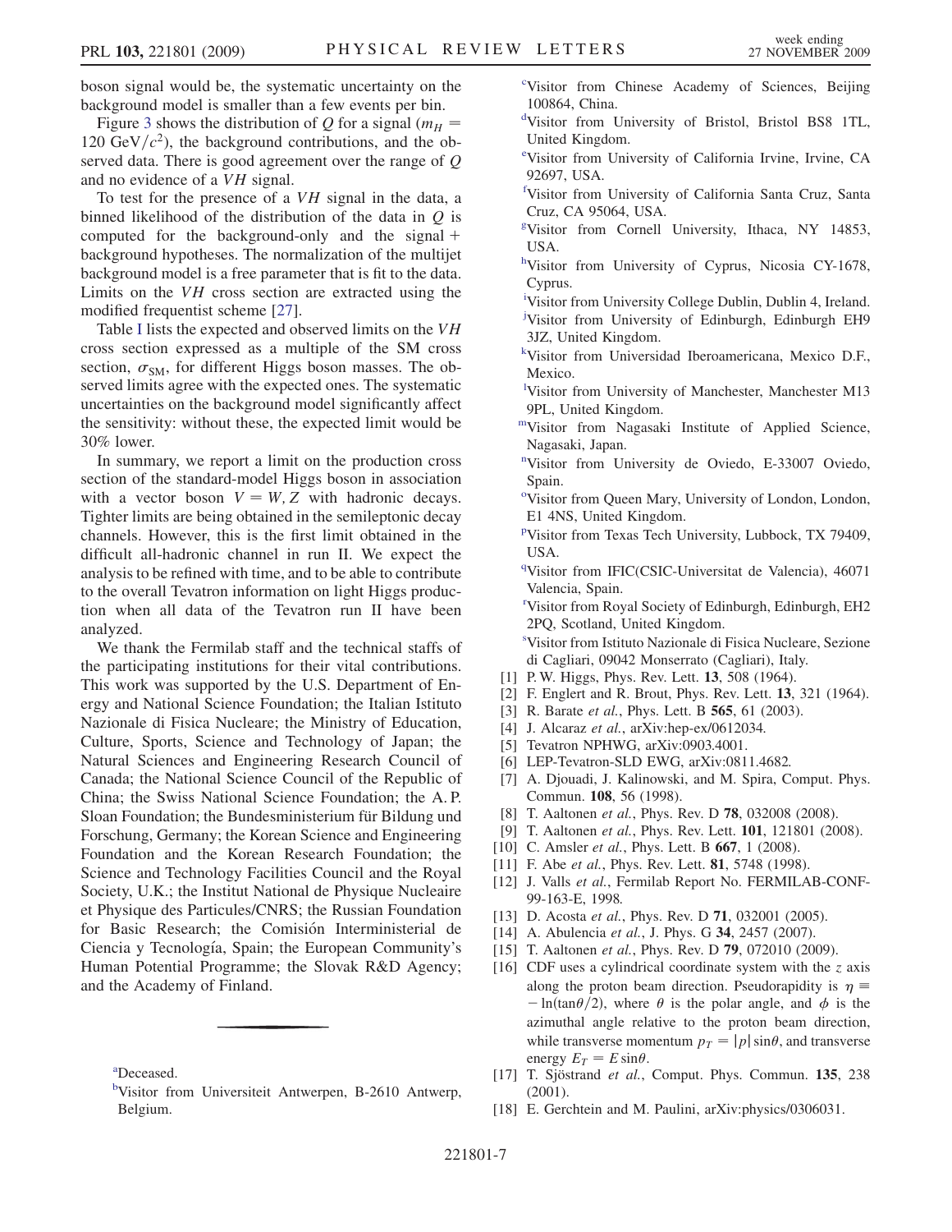boson signal would be, the systematic uncertainty on the background model is smaller than a few events per bin.

Figure 3 shows the distribution of $Q$ for a signal ($m_H = 120\ \mathrm{GeV}/c^2$), the background contributions, and the observed data. There is good agreement over the range of $Q$ and no evidence of a $VH$ signal.

To test for the presence of a $VH$ signal in the data, a binned likelihood of the distribution of the data in $Q$ is computed for the background-only and the signal + background hypotheses. The normalization of the multijet background model is a free parameter that is fit to the data. Limits on the $VH$ cross section are extracted using the modified frequentist scheme [27].

Table I lists the expected and observed limits on the $VH$ cross section expressed as a multiple of the SM cross section, $\sigma_{\mathrm{SM}}$, for different Higgs boson masses. The observed limits agree with the expected ones. The systematic uncertainties on the background model significantly affect the sensitivity: without these, the expected limit would be 30% lower.

In summary, we report a limit on the production cross section of the standard-model Higgs boson in association with a vector boson $V = W, Z$ with hadronic decays. Tighter limits are being obtained in the semileptonic decay channels. However, this is the first limit obtained in the difficult all-hadronic channel in run II. We expect the analysis to be refined with time, and to be able to contribute to the overall Tevatron information on light Higgs production when all data of the Tevatron run II have been analyzed.

We thank the Fermilab staff and the technical staffs of the participating institutions for their vital contributions. This work was supported by the U.S. Department of Energy and National Science Foundation; the Italian Istituto Nazionale di Fisica Nucleare; the Ministry of Education, Culture, Sports, Science and Technology of Japan; the Natural Sciences and Engineering Research Council of Canada; the National Science Council of the Republic of China; the Swiss National Science Foundation; the A. P. Sloan Foundation; the Bundesministerium für Bildung und Forschung, Germany; the Korean Science and Engineering Foundation and the Korean Research Foundation; the Science and Technology Facilities Council and the Royal Society, U.K.; the Institut National de Physique Nucleaire et Physique des Particules/CNRS; the Russian Foundation for Basic Research; the Comisión Interministerial de Ciencia y Tecnología, Spain; the European Community's Human Potential Programme; the Slovak R&D Agency; and the Academy of Finland.

---

[a]Deceased.

[b]Visitor from Universiteit Antwerpen, B-2610 Antwerp, Belgium.

[c]Visitor from Chinese Academy of Sciences, Beijing 100864, China.

[d]Visitor from University of Bristol, Bristol BS8 1TL, United Kingdom.

[e]Visitor from University of California Irvine, Irvine, CA 92697, USA.

[f]Visitor from University of California Santa Cruz, Santa Cruz, CA 95064, USA.

[g]Visitor from Cornell University, Ithaca, NY 14853, USA.

[h]Visitor from University of Cyprus, Nicosia CY-1678, Cyprus.

[i]Visitor from University College Dublin, Dublin 4, Ireland.

[j]Visitor from University of Edinburgh, Edinburgh EH9 3JZ, United Kingdom.

[k]Visitor from Universidad Iberoamericana, Mexico D.F., Mexico.

[l]Visitor from University of Manchester, Manchester M13 9PL, United Kingdom.

[m]Visitor from Nagasaki Institute of Applied Science, Nagasaki, Japan.

[n]Visitor from University de Oviedo, E-33007 Oviedo, Spain.

[o]Visitor from Queen Mary, University of London, London, E1 4NS, United Kingdom.

[p]Visitor from Texas Tech University, Lubbock, TX 79409, USA.

[q]Visitor from IFIC(CSIC-Universitat de Valencia), 46071 Valencia, Spain.

[r]Visitor from Royal Society of Edinburgh, Edinburgh, EH2 2PQ, Scotland, United Kingdom.

[s]Visitor from Istituto Nazionale di Fisica Nucleare, Sezione di Cagliari, 09042 Monserrato (Cagliari), Italy.

[1] P. W. Higgs, Phys. Rev. Lett. **13**, 508 (1964).

[2] F. Englert and R. Brout, Phys. Rev. Lett. **13**, 321 (1964).

[3] R. Barate *et al.*, Phys. Lett. B **565**, 61 (2003).

[4] J. Alcaraz *et al.*, arXiv:hep-ex/0612034.

[5] Tevatron NPHWG, arXiv:0903.4001.

[6] LEP-Tevatron-SLD EWG, arXiv:0811.4682.

[7] A. Djouadi, J. Kalinowski, and M. Spira, Comput. Phys. Commun. **108**, 56 (1998).

[8] T. Aaltonen *et al.*, Phys. Rev. D **78**, 032008 (2008).

[9] T. Aaltonen *et al.*, Phys. Rev. Lett. **101**, 121801 (2008).

[10] C. Amsler *et al.*, Phys. Lett. B **667**, 1 (2008).

[11] F. Abe *et al.*, Phys. Rev. Lett. **81**, 5748 (1998).

[12] J. Valls *et al.*, Fermilab Report No. FERMILAB-CONF-99-163-E, 1998.

[13] D. Acosta *et al.*, Phys. Rev. D **71**, 032001 (2005).

[14] A. Abulencia *et al.*, J. Phys. G **34**, 2457 (2007).

[15] T. Aaltonen *et al.*, Phys. Rev. D **79**, 072010 (2009).

[16] CDF uses a cylindrical coordinate system with the $z$ axis along the proton beam direction. Pseudorapidity is $\eta \equiv -\ln(\tan\theta/2)$, where $\theta$ is the polar angle, and $\phi$ is the azimuthal angle relative to the proton beam direction, while transverse momentum $p_T = |p|\sin\theta$, and transverse energy $E_T = E\sin\theta$.

[17] T. Sjöstrand *et al.*, Comput. Phys. Commun. **135**, 238 (2001).

[18] E. Gerchtein and M. Paulini, arXiv:physics/0306031.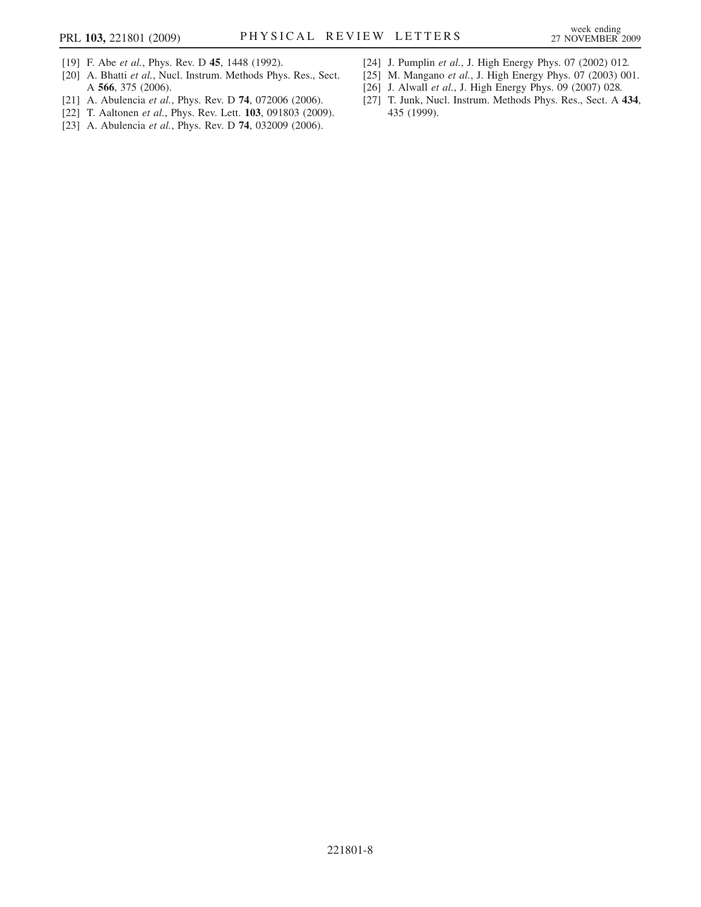[19] F. Abe *et al.*, Phys. Rev. D **45**, 1448 (1992).

[20] A. Bhatti *et al.*, Nucl. Instrum. Methods Phys. Res., Sect. A **566**, 375 (2006).

[21] A. Abulencia *et al.*, Phys. Rev. D **74**, 072006 (2006).

[22] T. Aaltonen *et al.*, Phys. Rev. Lett. **103**, 091803 (2009).

[23] A. Abulencia *et al.*, Phys. Rev. D **74**, 032009 (2006).

[24] J. Pumplin *et al.*, J. High Energy Phys. 07 (2002) 012.

[25] M. Mangano *et al.*, J. High Energy Phys. 07 (2003) 001.

[26] J. Alwall *et al.*, J. High Energy Phys. 09 (2007) 028.

[27] T. Junk, Nucl. Instrum. Methods Phys. Res., Sect. A **434**, 435 (1999).